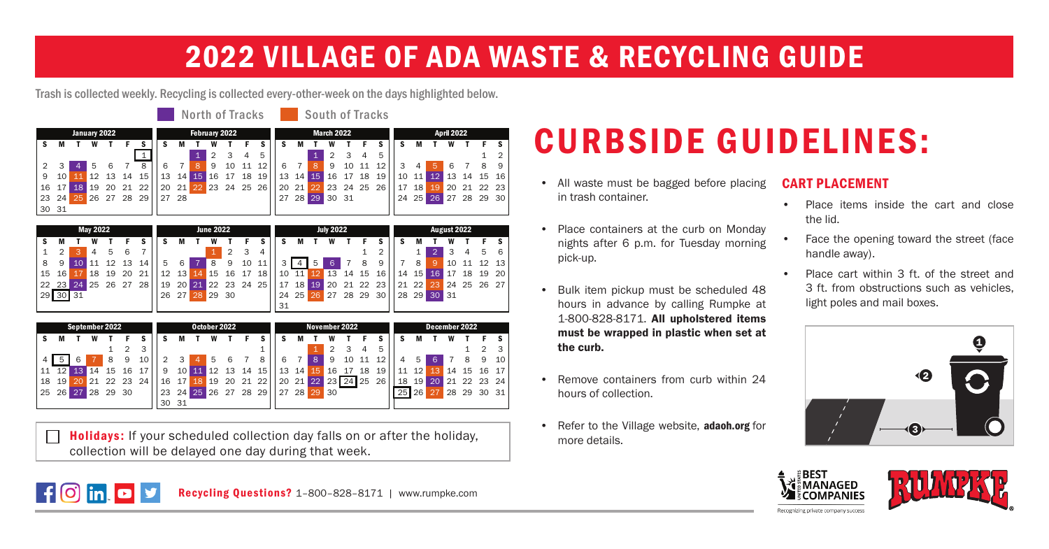# 2022 VILLAGE OF ADA WASTE & RECYCLING GUIDE

Trash is collected weekly. Recycling is collected every-other-week on the days highlighted below.

North of Tracks | South of Tracks

**January 2022**

| S | M | T | W | T | F | S |
|---|---|---|---|---|---|---|
| | | | | | | 1 |
| 2 | 3 | 4 | 5 | 6 | 7 | 8 |
| 9 | 10 | 11 | 12 | 13 | 14 | 15 |
| 16 | 17 | 18 | 19 | 20 | 21 | 22 |
| 23 | 24 | 25 | 26 | 27 | 28 | 29 |
| 30 | 31 | | | | | |

**February 2022**

| S | M | T | W | T | F | S |
|---|---|---|---|---|---|---|
| | | 1 | 2 | 3 | 4 | 5 |
| 6 | 7 | 8 | 9 | 10 | 11 | 12 |
| 13 | 14 | 15 | 16 | 17 | 18 | 19 |
| 20 | 21 | 22 | 23 | 24 | 25 | 26 |
| 27 | 28 | | | | | |

**March 2022**

| S | M | T | W | T | F | S |
|---|---|---|---|---|---|---|
| | | 1 | 2 | 3 | 4 | 5 |
| 6 | 7 | 8 | 9 | 10 | 11 | 12 |
| 13 | 14 | 15 | 16 | 17 | 18 | 19 |
| 20 | 21 | 22 | 23 | 24 | 25 | 26 |
| 27 | 28 | 29 | 30 | 31 | | |

**April 2022**

| S | M | T | W | T | F | S |
|---|---|---|---|---|---|---|
| | | | | | 1 | 2 |
| 3 | 4 | 5 | 6 | 7 | 8 | 9 |
| 10 | 11 | 12 | 13 | 14 | 15 | 16 |
| 17 | 18 | 19 | 20 | 21 | 22 | 23 |
| 24 | 25 | 26 | 27 | 28 | 29 | 30 |

**May 2022**

| S | M | T | W | T | F | S |
|---|---|---|---|---|---|---|
| 1 | 2 | 3 | 4 | 5 | 6 | 7 |
| 8 | 9 | 10 | 11 | 12 | 13 | 14 |
| 15 | 16 | 17 | 18 | 19 | 20 | 21 |
| 22 | 23 | 24 | 25 | 26 | 27 | 28 |
| 29 | 30 | 31 | | | | |

**June 2022**

| S | M | T | W | T | F | S |
|---|---|---|---|---|---|---|
| | | | 1 | 2 | 3 | 4 |
| 5 | 6 | 7 | 8 | 9 | 10 | 11 |
| 12 | 13 | 14 | 15 | 16 | 17 | 18 |
| 19 | 20 | 21 | 22 | 23 | 24 | 25 |
| 26 | 27 | 28 | 29 | 30 | | |

**July 2022**

| S | M | T | W | T | F | S |
|---|---|---|---|---|---|---|
| | | | | | 1 | 2 |
| 3 | 4 | 5 | 6 | 7 | 8 | 9 |
| 10 | 11 | 12 | 13 | 14 | 15 | 16 |
| 17 | 18 | 19 | 20 | 21 | 22 | 23 |
| 24 | 25 | 26 | 27 | 28 | 29 | 30 |
| 31 | | | | | | |

**August 2022**

| S | M | T | W | T | F | S |
|---|---|---|---|---|---|---|
| | 1 | 2 | 3 | 4 | 5 | 6 |
| 7 | 8 | 9 | 10 | 11 | 12 | 13 |
| 14 | 15 | 16 | 17 | 18 | 19 | 20 |
| 21 | 22 | 23 | 24 | 25 | 26 | 27 |
| 28 | 29 | 30 | 31 | | | |

**September 2022**

| S | M | T | W | T | F | S |
|---|---|---|---|---|---|---|
| | | | | 1 | 2 | 3 |
| 4 | 5 | 6 | 7 | 8 | 9 | 10 |
| 11 | 12 | 13 | 14 | 15 | 16 | 17 |
| 18 | 19 | 20 | 21 | 22 | 23 | 24 |
| 25 | 26 | 27 | 28 | 29 | 30 | |

**October 2022**

| S | M | T | W | T | F | S |
|---|---|---|---|---|---|---|
| | | | | | | 1 |
| 2 | 3 | 4 | 5 | 6 | 7 | 8 |
| 9 | 10 | 11 | 12 | 13 | 14 | 15 |
| 16 | 17 | 18 | 19 | 20 | 21 | 22 |
| 23 | 24 | 25 | 26 | 27 | 28 | 29 |
| 30 | 31 | | | | | |

**November 2022**

| S | M | T | W | T | F | S |
|---|---|---|---|---|---|---|
| | | 1 | 2 | 3 | 4 | 5 |
| 6 | 7 | 8 | 9 | 10 | 11 | 12 |
| 13 | 14 | 15 | 16 | 17 | 18 | 19 |
| 20 | 21 | 22 | 23 | 24 | 25 | 26 |
| 27 | 28 | 29 | 30 | | | |

**December 2022**

| S | M | T | W | T | F | S |
|---|---|---|---|---|---|---|
| | | | | 1 | 2 | 3 |
| 4 | 5 | 6 | 7 | 8 | 9 | 10 |
| 11 | 12 | 13 | 14 | 15 | 16 | 17 |
| 18 | 19 | 20 | 21 | 22 | 23 | 24 |
| 25 | 26 | 27 | 28 | 29 | 30 | 31 |

**Holidays:** If your scheduled collection day falls on or after the holiday, collection will be delayed one day during that week.

**Recycling Questions?** 1–800–828–8171 | www.rumpke.com

# CURBSIDE GUIDELINES:

- All waste must be bagged before placing in trash container.
- Place containers at the curb on Monday nights after 6 p.m. for Tuesday morning pick-up.
- Bulk item pickup must be scheduled 48 hours in advance by calling Rumpke at 1-800-828-8171. **All upholstered items must be wrapped in plastic when set at the curb.**
- Remove containers from curb within 24 hours of collection.
- Refer to the Village website, **adaoh.org** for more details.

## CART PLACEMENT

- Place items inside the cart and close the lid.
- Face the opening toward the street (face handle away).
- Place cart within 3 ft. of the street and 3 ft. from obstructions such as vehicles, light poles and mail boxes.

BEST MANAGED COMPANIES — Recognizing private company success

RUMPKE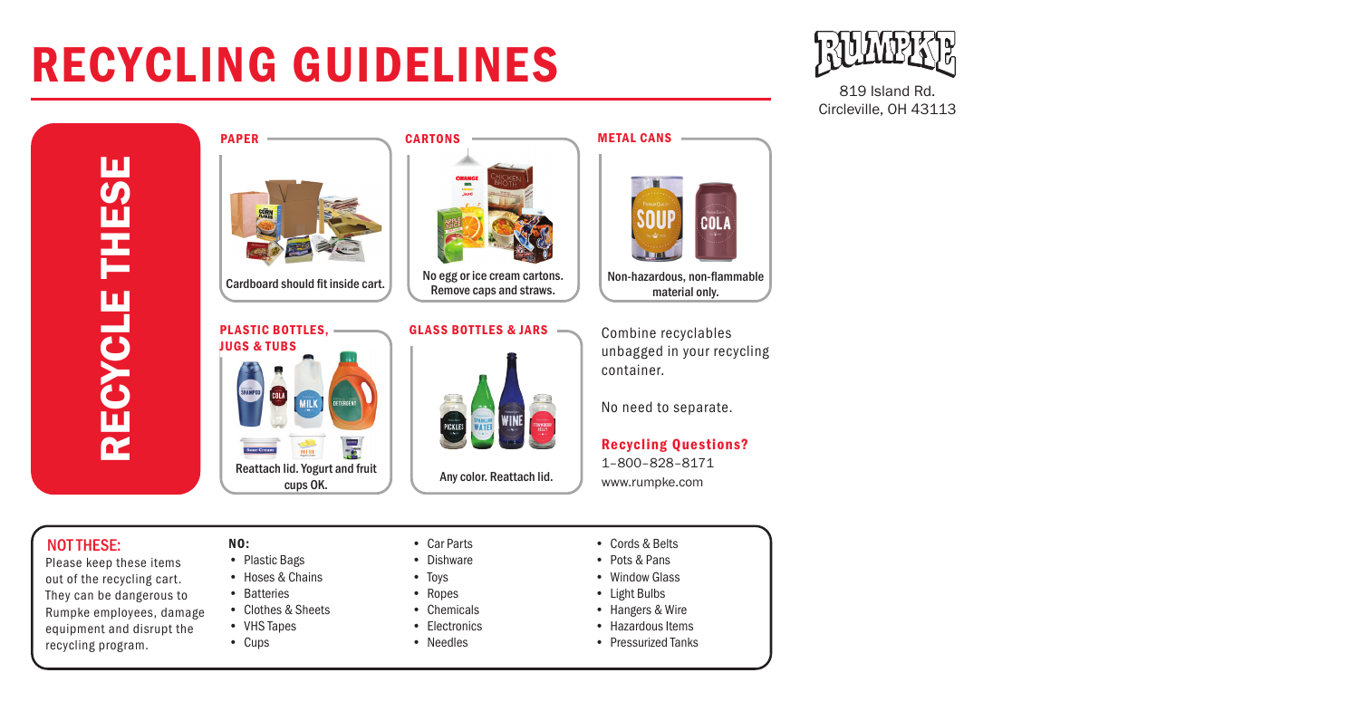# RECYCLING GUIDELINES

RUMPKE

819 Island Rd.
Circleville, OH 43113

## RECYCLE THESE

### PAPER

Cardboard should fit inside cart.

### CARTONS

No egg or ice cream cartons. Remove caps and straws.

### METAL CANS

Non-hazardous, non-flammable material only.

### PLASTIC BOTTLES, JUGS & TUBS

Reattach lid. Yogurt and fruit cups OK.

### GLASS BOTTLES & JARS

Any color. Reattach lid.

Combine recyclables unbagged in your recycling container.

No need to separate.

**Recycling Questions?**
1–800–828–8171
www.rumpke.com

## NOT THESE:

Please keep these items out of the recycling cart. They can be dangerous to Rumpke employees, damage equipment and disrupt the recycling program.

**NO:**

- Plastic Bags
- Hoses & Chains
- Batteries
- Clothes & Sheets
- VHS Tapes
- Cups
- Car Parts
- Dishware
- Toys
- Ropes
- Chemicals
- Electronics
- Needles
- Cords & Belts
- Pots & Pans
- Window Glass
- Light Bulbs
- Hangers & Wire
- Hazardous Items
- Pressurized Tanks